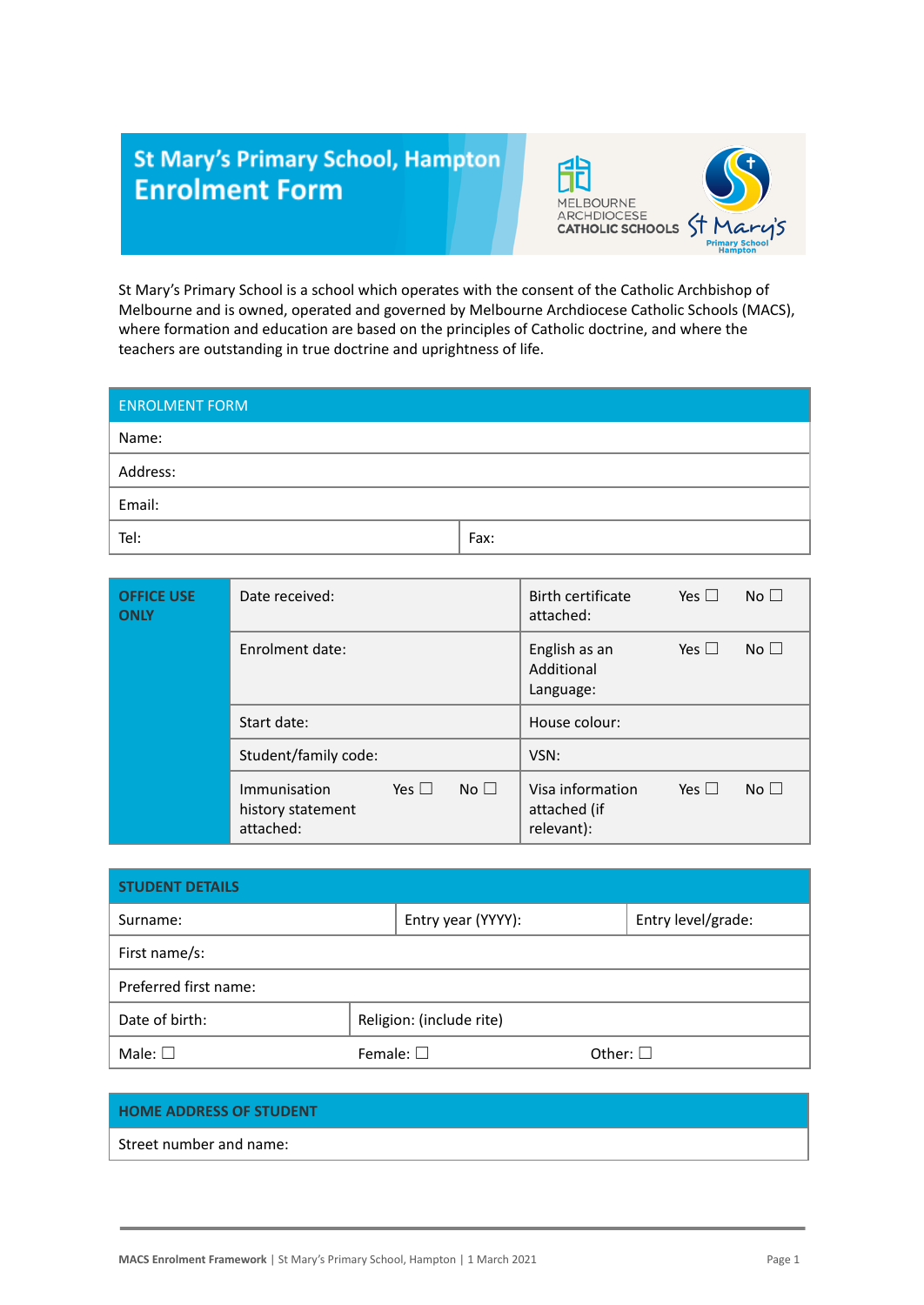# St Mary's Primary School, Hampton Enrolment Form

St Mary's Primary School is a school which operates with the consent of the Catholic Archbishop of Melbourne and is owned, operated and governed by Melbourne Archdiocese Catholic Schools (MACS), where formation and education are based on the principles of Catholic doctrine, and where the teachers are outstanding in true doctrine and uprightness of life.

| ENROLMENT FORM | |
|---|---|
| Name: | |
| Address: | |
| Email: | |
| Tel: | Fax: |

| OFFICE USE ONLY | | |
|---|---|---|
| | Date received: | Birth certificate attached: Yes ☐ No ☐ |
| | Enrolment date: | English as an Additional Language: Yes ☐ No ☐ |
| | Start date: | House colour: |
| | Student/family code: | VSN: |
| | Immunisation history statement attached: Yes ☐ No ☐ | Visa information attached (if relevant): Yes ☐ No ☐ |

| STUDENT DETAILS | | |
|---|---|---|
| Surname: | Entry year (YYYY): | Entry level/grade: |
| First name/s: | | |
| Preferred first name: | | |
| Date of birth: | Religion: (include rite) | |
| Male: ☐ | Female: ☐ | Other: ☐ |

| HOME ADDRESS OF STUDENT |
|---|
| Street number and name: |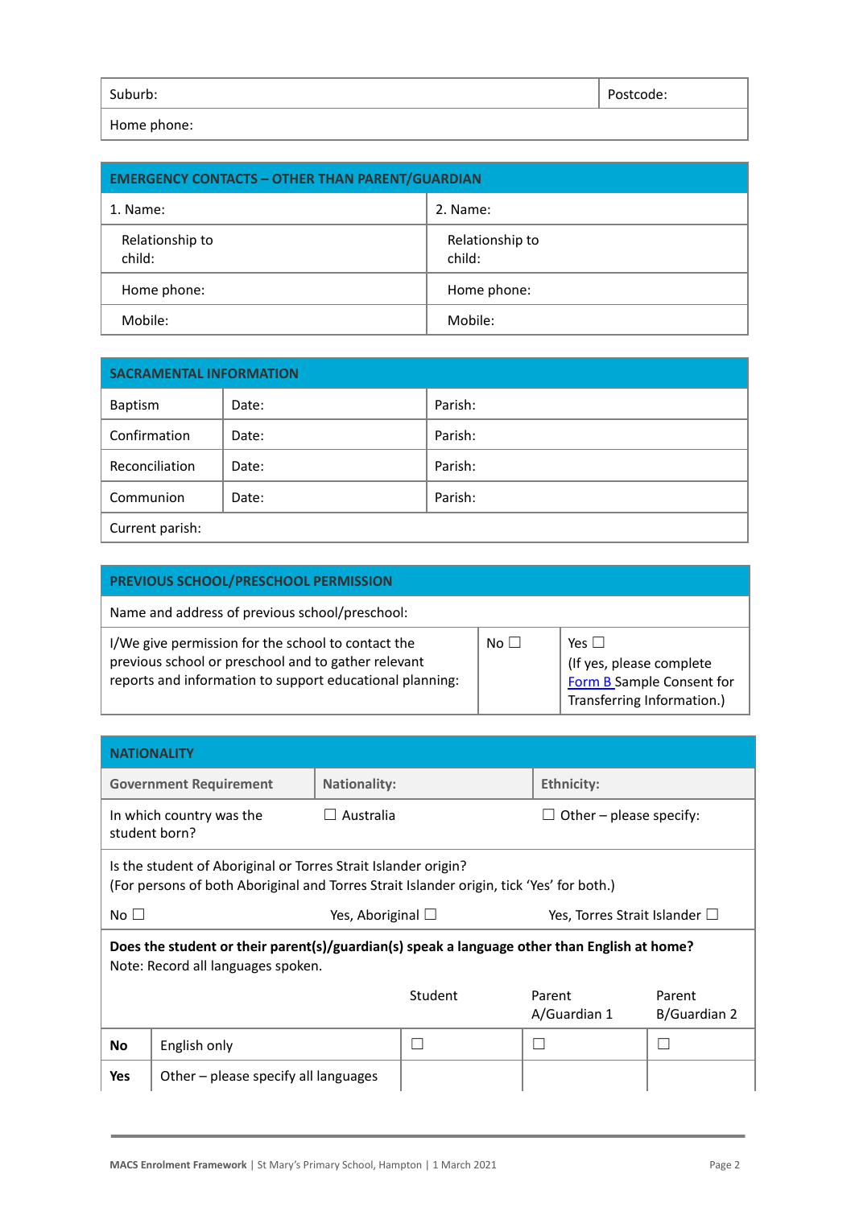| Suburb: | Postcode: |
|---|---|
| Home phone: | |

| EMERGENCY CONTACTS – OTHER THAN PARENT/GUARDIAN | |
|---|---|
| 1. Name: | 2. Name: |
| Relationship to child: | Relationship to child: |
| Home phone: | Home phone: |
| Mobile: | Mobile: |

| SACRAMENTAL INFORMATION | | |
|---|---|---|
| Baptism | Date: | Parish: |
| Confirmation | Date: | Parish: |
| Reconciliation | Date: | Parish: |
| Communion | Date: | Parish: |
| Current parish: | | |

| PREVIOUS SCHOOL/PRESCHOOL PERMISSION | | |
|---|---|---|
| Name and address of previous school/preschool: | | |
| I/We give permission for the school to contact the previous school or preschool and to gather relevant reports and information to support educational planning: | No ☐ | Yes ☐ (If yes, please complete Form B Sample Consent for Transferring Information.) |

| NATIONALITY | | | | |
|---|---|---|---|---|
| **Government Requirement** | **Nationality:** | | **Ethnicity:** | |
| In which country was the student born? | ☐ Australia | | ☐ Other – please specify: | |
| Is the student of Aboriginal or Torres Strait Islander origin? (For persons of both Aboriginal and Torres Strait Islander origin, tick 'Yes' for both.) | | | | |
| No ☐ | Yes, Aboriginal ☐ | | Yes, Torres Strait Islander ☐ | |
| **Does the student or their parent(s)/guardian(s) speak a language other than English at home?** Note: Record all languages spoken. | | | | |
| | | Student | Parent A/Guardian 1 | Parent B/Guardian 2 |
| **No** | English only | ☐ | ☐ | ☐ |
| **Yes** | Other – please specify all languages | | | |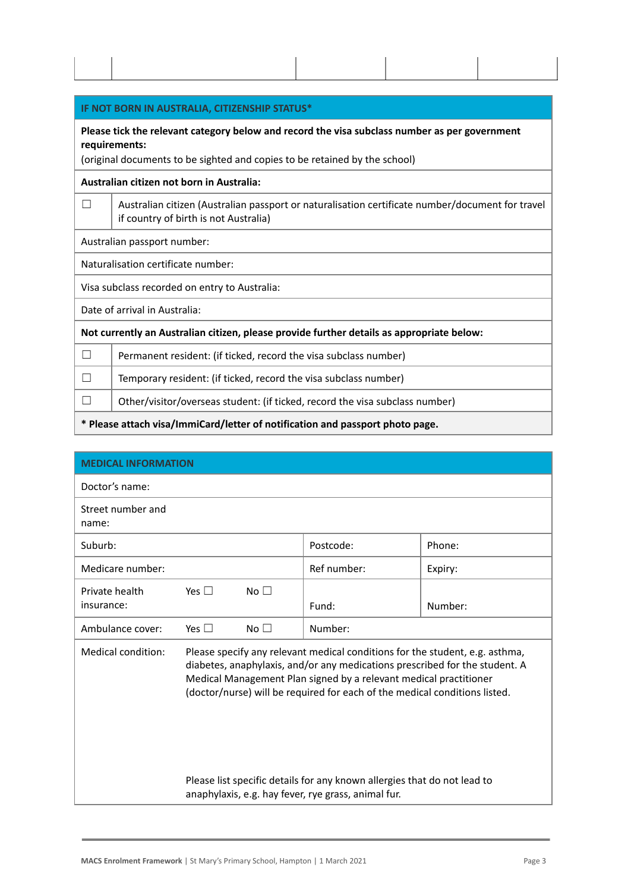| | | | | |
|---|---|---|---|---|
| | | | | |

| IF NOT BORN IN AUSTRALIA, CITIZENSHIP STATUS* | |
|---|---|
| **Please tick the relevant category below and record the visa subclass number as per government requirements:** (original documents to be sighted and copies to be retained by the school) | |
| **Australian citizen not born in Australia:** | |
| ☐ | Australian citizen (Australian passport or naturalisation certificate number/document for travel if country of birth is not Australia) |
| Australian passport number: | |
| Naturalisation certificate number: | |
| Visa subclass recorded on entry to Australia: | |
| Date of arrival in Australia: | |
| **Not currently an Australian citizen, please provide further details as appropriate below:** | |
| ☐ | Permanent resident: (if ticked, record the visa subclass number) |
| ☐ | Temporary resident: (if ticked, record the visa subclass number) |
| ☐ | Other/visitor/overseas student: (if ticked, record the visa subclass number) |
| **\* Please attach visa/ImmiCard/letter of notification and passport photo page.** | |

| MEDICAL INFORMATION | | | | |
|---|---|---|---|---|
| Doctor's name: | | | | |
| Street number and name: | | | | |
| Suburb: | | | Postcode: | Phone: |
| Medicare number: | | | Ref number: | Expiry: |
| Private health insurance: | Yes ☐ | No ☐ | Fund: | Number: |
| Ambulance cover: | Yes ☐ | No ☐ | Number: | |
| Medical condition: | Please specify any relevant medical conditions for the student, e.g. asthma, diabetes, anaphylaxis, and/or any medications prescribed for the student. A Medical Management Plan signed by a relevant medical practitioner (doctor/nurse) will be required for each of the medical conditions listed.<br><br>Please list specific details for any known allergies that do not lead to anaphylaxis, e.g. hay fever, rye grass, animal fur. | | | |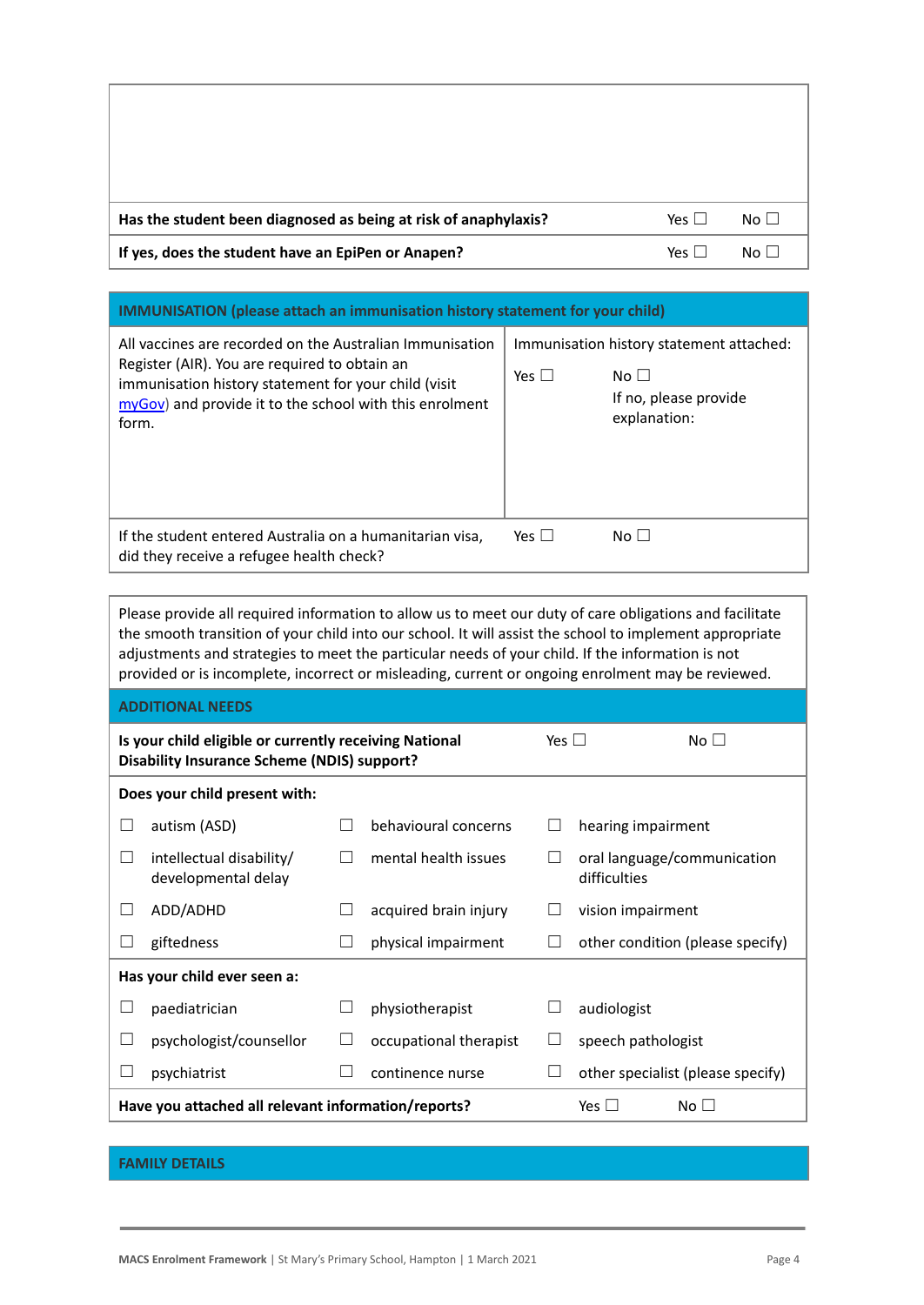| | | |
|---|---|---|
| | | |
| **Has the student been diagnosed as being at risk of anaphylaxis?** | Yes ☐ | No ☐ |
| **If yes, does the student have an EpiPen or Anapen?** | Yes ☐ | No ☐ |

| **IMMUNISATION (please attach an immunisation history statement for your child)** | | |
|---|---|---|
| All vaccines are recorded on the Australian Immunisation Register (AIR). You are required to obtain an immunisation history statement for your child (visit [myGov](myGov)) and provide it to the school with this enrolment form. | Immunisation history statement attached:<br>Yes ☐ | No ☐<br>If no, please provide explanation: |
| If the student entered Australia on a humanitarian visa, did they receive a refugee health check? | Yes ☐ | No ☐ |

Please provide all required information to allow us to meet our duty of care obligations and facilitate the smooth transition of your child into our school. It will assist the school to implement appropriate adjustments and strategies to meet the particular needs of your child. If the information is not provided or is incomplete, incorrect or misleading, current or ongoing enrolment may be reviewed.

| **ADDITIONAL NEEDS** | | |
|---|---|---|
| **Is your child eligible or currently receiving National Disability Insurance Scheme (NDIS) support?** | Yes ☐ | No ☐ |
| **Does your child present with:** | | |
| ☐ autism (ASD) | ☐ behavioural concerns | ☐ hearing impairment |
| ☐ intellectual disability/ developmental delay | ☐ mental health issues | ☐ oral language/communication difficulties |
| ☐ ADD/ADHD | ☐ acquired brain injury | ☐ vision impairment |
| ☐ giftedness | ☐ physical impairment | ☐ other condition (please specify) |
| **Has your child ever seen a:** | | |
| ☐ paediatrician | ☐ physiotherapist | ☐ audiologist |
| ☐ psychologist/counsellor | ☐ occupational therapist | ☐ speech pathologist |
| ☐ psychiatrist | ☐ continence nurse | ☐ other specialist (please specify) |
| **Have you attached all relevant information/reports?** | Yes ☐ | No ☐ |

| **FAMILY DETAILS** |
|---|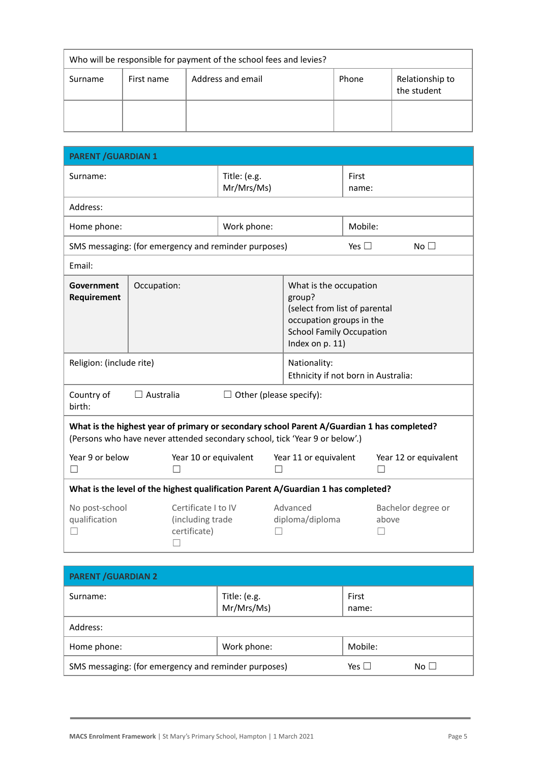| Who will be responsible for payment of the school fees and levies? | | | | |
|---|---|---|---|---|
| Surname | First name | Address and email | Phone | Relationship to the student |
| | | | | |

| PARENT /GUARDIAN 1 | | | | |
|---|---|---|---|---|
| Surname: | | Title: (e.g. Mr/Mrs/Ms) | First name: | |
| Address: | | | | |
| Home phone: | | Work phone: | Mobile: | |
| SMS messaging: (for emergency and reminder purposes) | | | Yes ☐ | No ☐ |
| Email: | | | | |
| **Government Requirement** | Occupation: | What is the occupation group? (select from list of parental occupation groups in the School Family Occupation Index on p. 11) | | |
| Religion: (include rite) | | Nationality: Ethnicity if not born in Australia: | | |
| Country of birth: | ☐ Australia | ☐ Other (please specify): | | |
| **What is the highest year of primary or secondary school Parent A/Guardian 1 has completed?** (Persons who have never attended secondary school, tick 'Year 9 or below'.) | | | | |
| Year 9 or below ☐ | Year 10 or equivalent ☐ | Year 11 or equivalent ☐ | Year 12 or equivalent ☐ | |
| **What is the level of the highest qualification Parent A/Guardian 1 has completed?** | | | | |
| No post-school qualification ☐ | Certificate I to IV (including trade certificate) ☐ | Advanced diploma/diploma ☐ | Bachelor degree or above ☐ | |

| PARENT /GUARDIAN 2 | | | | |
|---|---|---|---|---|
| Surname: | Title: (e.g. Mr/Mrs/Ms) | First name: | | |
| Address: | | | | |
| Home phone: | Work phone: | Mobile: | | |
| SMS messaging: (for emergency and reminder purposes) | | Yes ☐ | No ☐ | |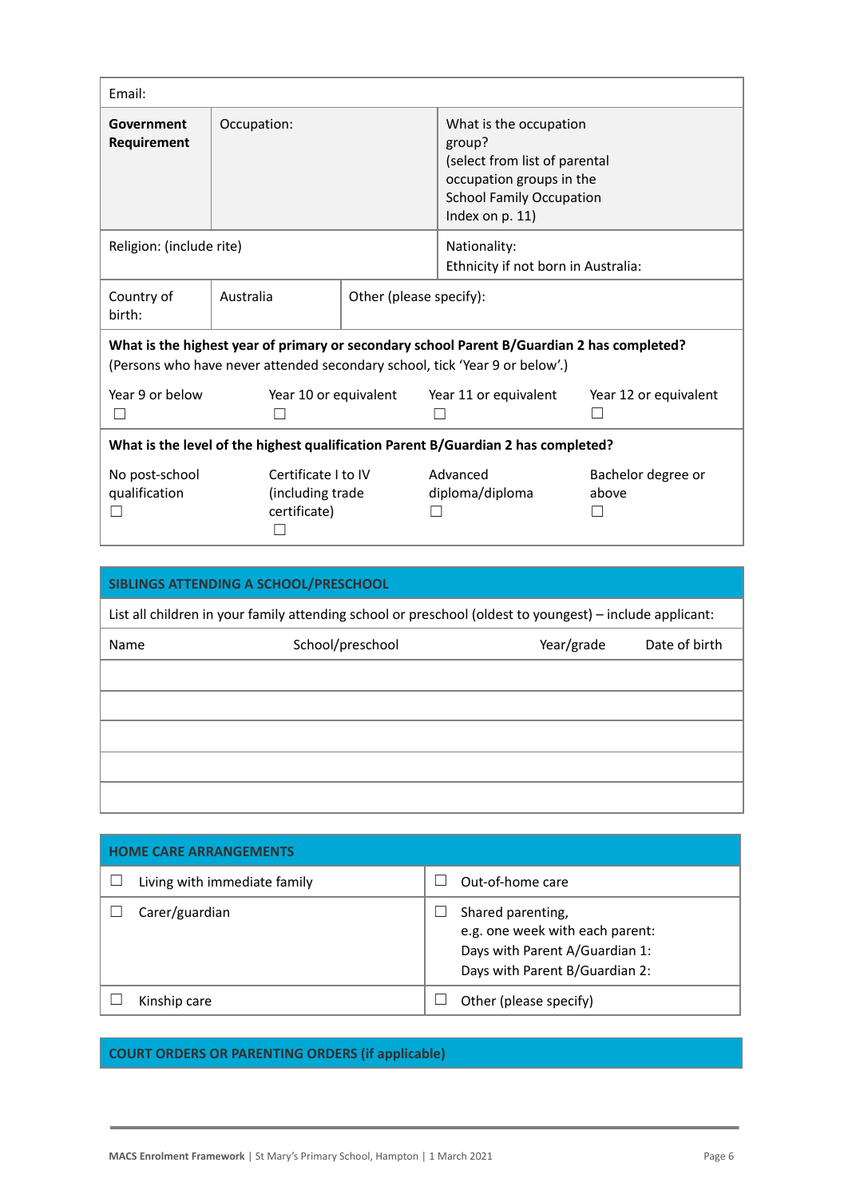| Email: | | | |
|---|---|---|---|
| **Government Requirement** | Occupation: | | What is the occupation group? (select from list of parental occupation groups in the School Family Occupation Index on p. 11) |
| Religion: (include rite) | | | Nationality: Ethnicity if not born in Australia: |
| Country of birth: | Australia | Other (please specify): | |

**What is the highest year of primary or secondary school Parent B/Guardian 2 has completed?**
(Persons who have never attended secondary school, tick 'Year 9 or below'.)

| Year 9 or below ☐ | Year 10 or equivalent ☐ | Year 11 or equivalent ☐ | Year 12 or equivalent ☐ |
|---|---|---|---|

**What is the level of the highest qualification Parent B/Guardian 2 has completed?**

| No post-school qualification ☐ | Certificate I to IV (including trade certificate) ☐ | Advanced diploma/diploma ☐ | Bachelor degree or above ☐ |
|---|---|---|---|

## SIBLINGS ATTENDING A SCHOOL/PRESCHOOL

List all children in your family attending school or preschool (oldest to youngest) – include applicant:

| Name | School/preschool | Year/grade | Date of birth |
|---|---|---|---|
| | | | |
| | | | |
| | | | |
| | | | |
| | | | |

## HOME CARE ARRANGEMENTS

| | |
|---|---|
| ☐ Living with immediate family | ☐ Out-of-home care |
| ☐ Carer/guardian | ☐ Shared parenting, e.g. one week with each parent: Days with Parent A/Guardian 1: Days with Parent B/Guardian 2: |
| ☐ Kinship care | ☐ Other (please specify) |

## COURT ORDERS OR PARENTING ORDERS (if applicable)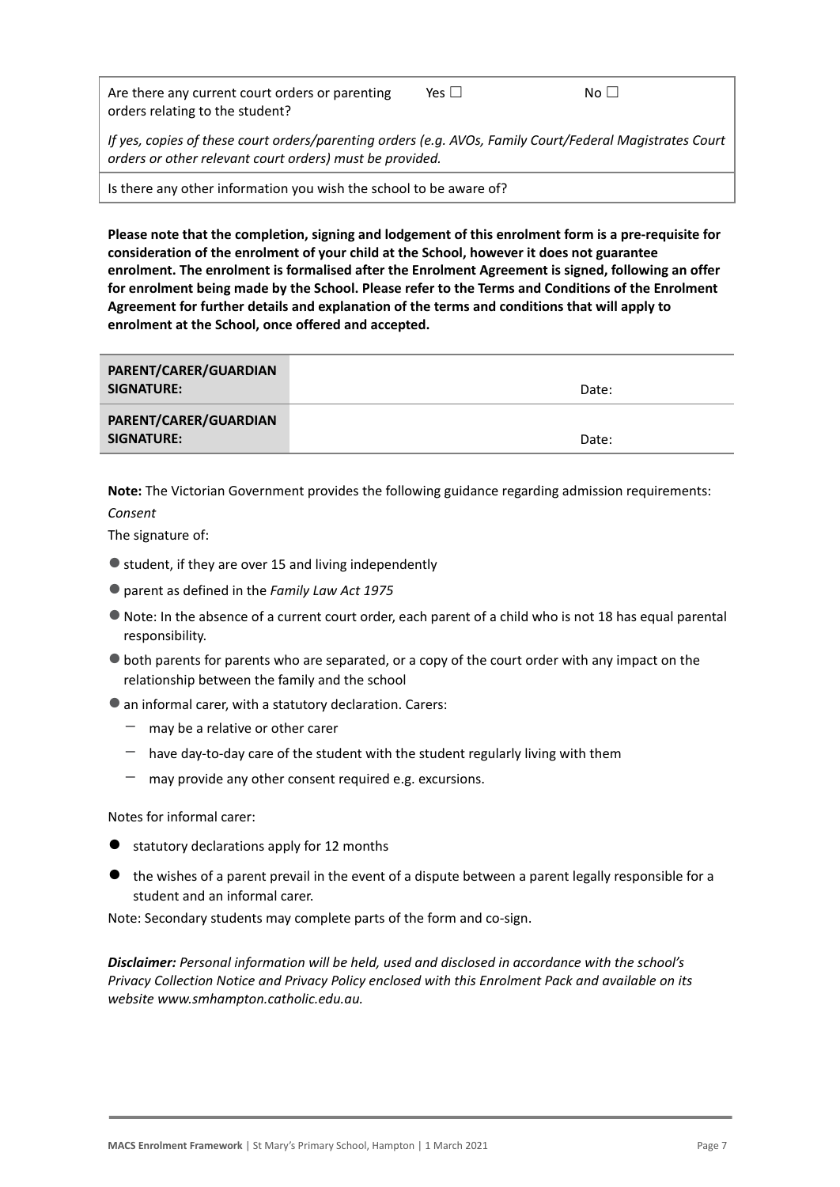| | | |
|---|---|---|
| Are there any current court orders or parenting orders relating to the student? | Yes ☐ | No ☐ |
| *If yes, copies of these court orders/parenting orders (e.g. AVOs, Family Court/Federal Magistrates Court orders or other relevant court orders) must be provided.* | | |
| Is there any other information you wish the school to be aware of? | | |

**Please note that the completion, signing and lodgement of this enrolment form is a pre-requisite for consideration of the enrolment of your child at the School, however it does not guarantee enrolment. The enrolment is formalised after the Enrolment Agreement is signed, following an offer for enrolment being made by the School. Please refer to the Terms and Conditions of the Enrolment Agreement for further details and explanation of the terms and conditions that will apply to enrolment at the School, once offered and accepted.**

| | |
|---|---|
| **PARENT/CARER/GUARDIAN SIGNATURE:** | Date: |
| **PARENT/CARER/GUARDIAN SIGNATURE:** | Date: |

**Note:** The Victorian Government provides the following guidance regarding admission requirements:

*Consent*

The signature of:

- student, if they are over 15 and living independently
- parent as defined in the *Family Law Act 1975*
- Note: In the absence of a current court order, each parent of a child who is not 18 has equal parental responsibility.
- both parents for parents who are separated, or a copy of the court order with any impact on the relationship between the family and the school
- an informal carer, with a statutory declaration. Carers:
  - may be a relative or other carer
  - have day-to-day care of the student with the student regularly living with them
  - may provide any other consent required e.g. excursions.

Notes for informal carer:

- statutory declarations apply for 12 months
- the wishes of a parent prevail in the event of a dispute between a parent legally responsible for a student and an informal carer.

Note: Secondary students may complete parts of the form and co-sign.

***Disclaimer:*** *Personal information will be held, used and disclosed in accordance with the school's Privacy Collection Notice and Privacy Policy enclosed with this Enrolment Pack and available on its website www.smhampton.catholic.edu.au.*